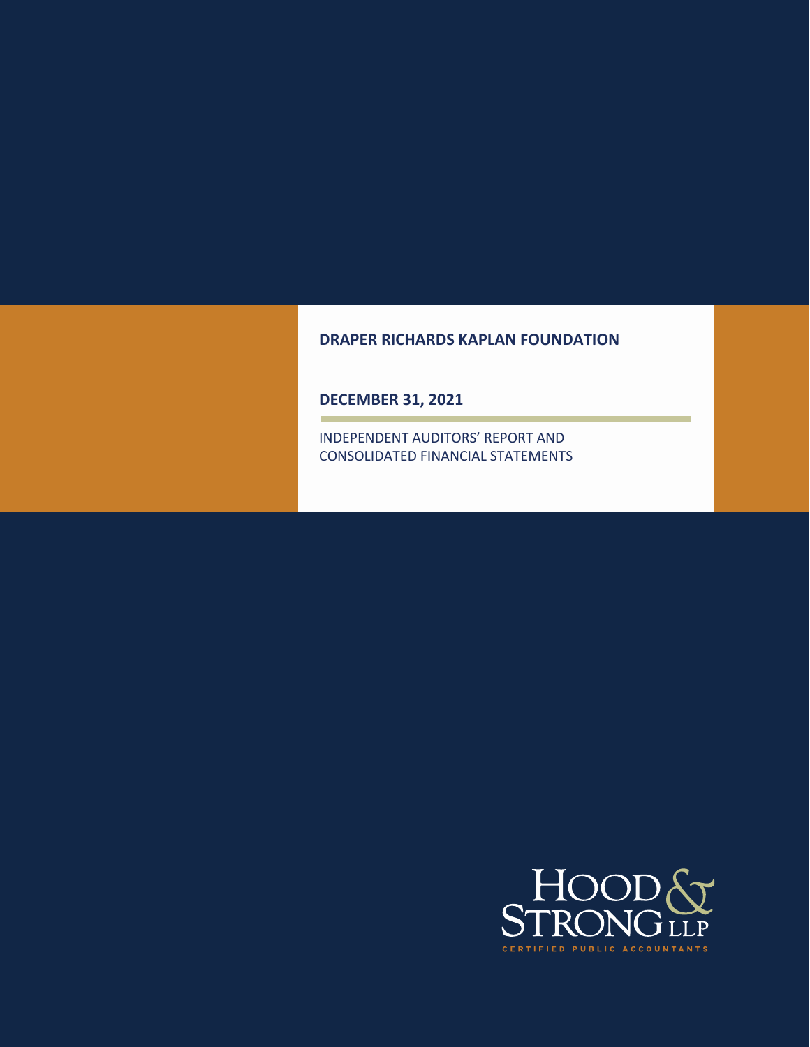**DRAPER RICHARDS KAPLAN FOUNDATION**

**DECEMBER 31, 2021**

INDEPENDENT AUDITORS' REPORT AND
CONSOLIDATED FINANCIAL STATEMENTS

HOOD & STRONG LLP
CERTIFIED PUBLIC ACCOUNTANTS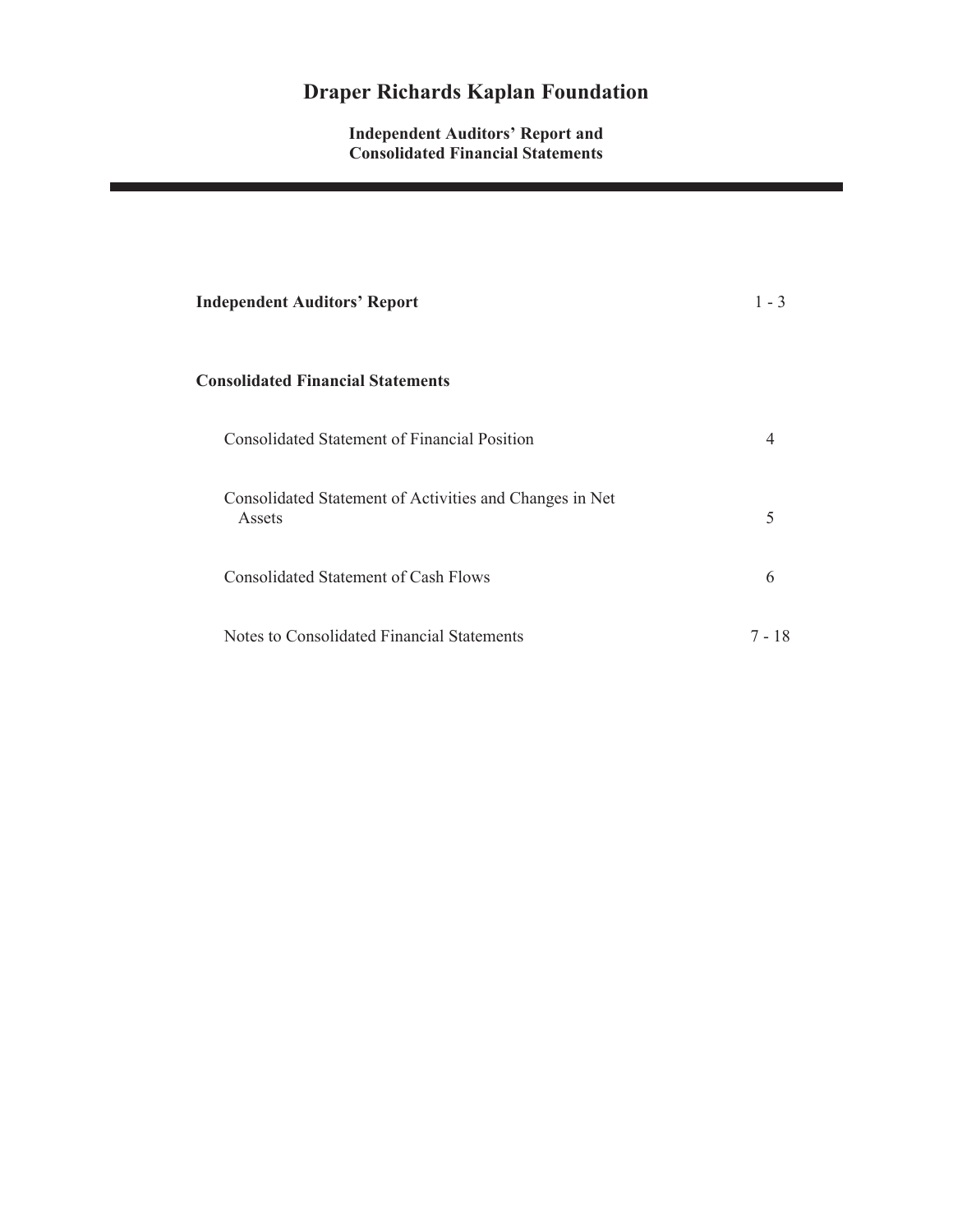# Draper Richards Kaplan Foundation

**Independent Auditors' Report and Consolidated Financial Statements**

| | |
|---|---|
| **Independent Auditors' Report** | 1 - 3 |
| **Consolidated Financial Statements** | |
| Consolidated Statement of Financial Position | 4 |
| Consolidated Statement of Activities and Changes in Net Assets | 5 |
| Consolidated Statement of Cash Flows | 6 |
| Notes to Consolidated Financial Statements | 7 - 18 |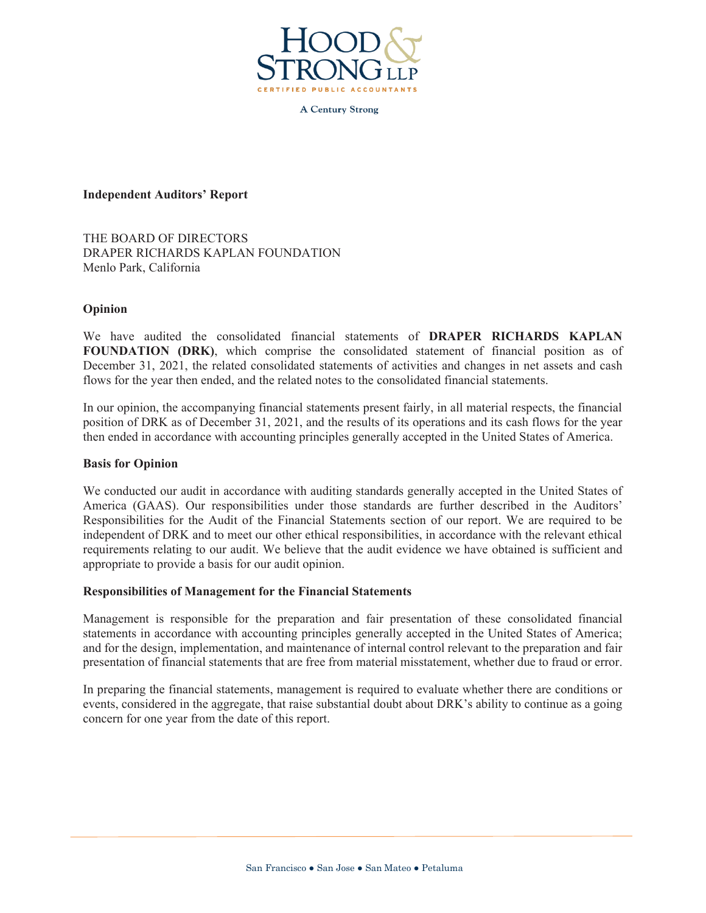**Independent Auditors' Report**

THE BOARD OF DIRECTORS
DRAPER RICHARDS KAPLAN FOUNDATION
Menlo Park, California

**Opinion**

We have audited the consolidated financial statements of **DRAPER RICHARDS KAPLAN FOUNDATION (DRK)**, which comprise the consolidated statement of financial position as of December 31, 2021, the related consolidated statements of activities and changes in net assets and cash flows for the year then ended, and the related notes to the consolidated financial statements.

In our opinion, the accompanying financial statements present fairly, in all material respects, the financial position of DRK as of December 31, 2021, and the results of its operations and its cash flows for the year then ended in accordance with accounting principles generally accepted in the United States of America.

**Basis for Opinion**

We conducted our audit in accordance with auditing standards generally accepted in the United States of America (GAAS). Our responsibilities under those standards are further described in the Auditors' Responsibilities for the Audit of the Financial Statements section of our report. We are required to be independent of DRK and to meet our other ethical responsibilities, in accordance with the relevant ethical requirements relating to our audit. We believe that the audit evidence we have obtained is sufficient and appropriate to provide a basis for our audit opinion.

**Responsibilities of Management for the Financial Statements**

Management is responsible for the preparation and fair presentation of these consolidated financial statements in accordance with accounting principles generally accepted in the United States of America; and for the design, implementation, and maintenance of internal control relevant to the preparation and fair presentation of financial statements that are free from material misstatement, whether due to fraud or error.

In preparing the financial statements, management is required to evaluate whether there are conditions or events, considered in the aggregate, that raise substantial doubt about DRK's ability to continue as a going concern for one year from the date of this report.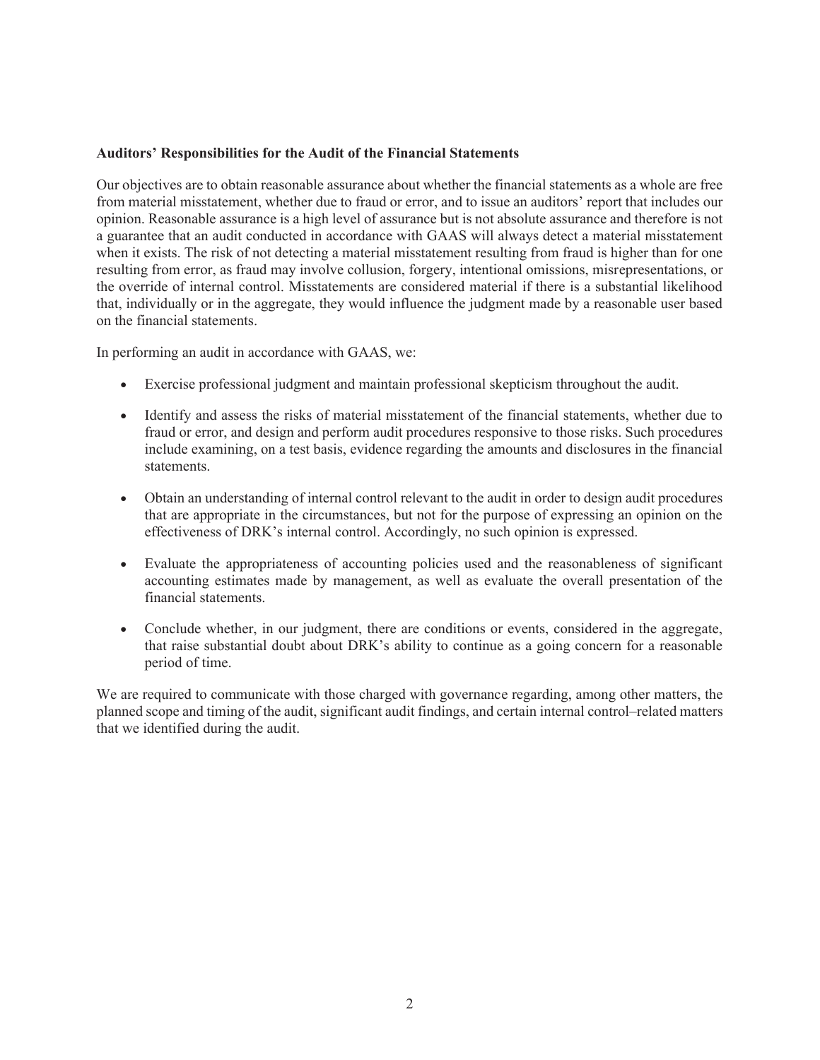**Auditors' Responsibilities for the Audit of the Financial Statements**

Our objectives are to obtain reasonable assurance about whether the financial statements as a whole are free from material misstatement, whether due to fraud or error, and to issue an auditors' report that includes our opinion. Reasonable assurance is a high level of assurance but is not absolute assurance and therefore is not a guarantee that an audit conducted in accordance with GAAS will always detect a material misstatement when it exists. The risk of not detecting a material misstatement resulting from fraud is higher than for one resulting from error, as fraud may involve collusion, forgery, intentional omissions, misrepresentations, or the override of internal control. Misstatements are considered material if there is a substantial likelihood that, individually or in the aggregate, they would influence the judgment made by a reasonable user based on the financial statements.

In performing an audit in accordance with GAAS, we:

- Exercise professional judgment and maintain professional skepticism throughout the audit.
- Identify and assess the risks of material misstatement of the financial statements, whether due to fraud or error, and design and perform audit procedures responsive to those risks. Such procedures include examining, on a test basis, evidence regarding the amounts and disclosures in the financial statements.
- Obtain an understanding of internal control relevant to the audit in order to design audit procedures that are appropriate in the circumstances, but not for the purpose of expressing an opinion on the effectiveness of DRK's internal control. Accordingly, no such opinion is expressed.
- Evaluate the appropriateness of accounting policies used and the reasonableness of significant accounting estimates made by management, as well as evaluate the overall presentation of the financial statements.
- Conclude whether, in our judgment, there are conditions or events, considered in the aggregate, that raise substantial doubt about DRK's ability to continue as a going concern for a reasonable period of time.

We are required to communicate with those charged with governance regarding, among other matters, the planned scope and timing of the audit, significant audit findings, and certain internal control–related matters that we identified during the audit.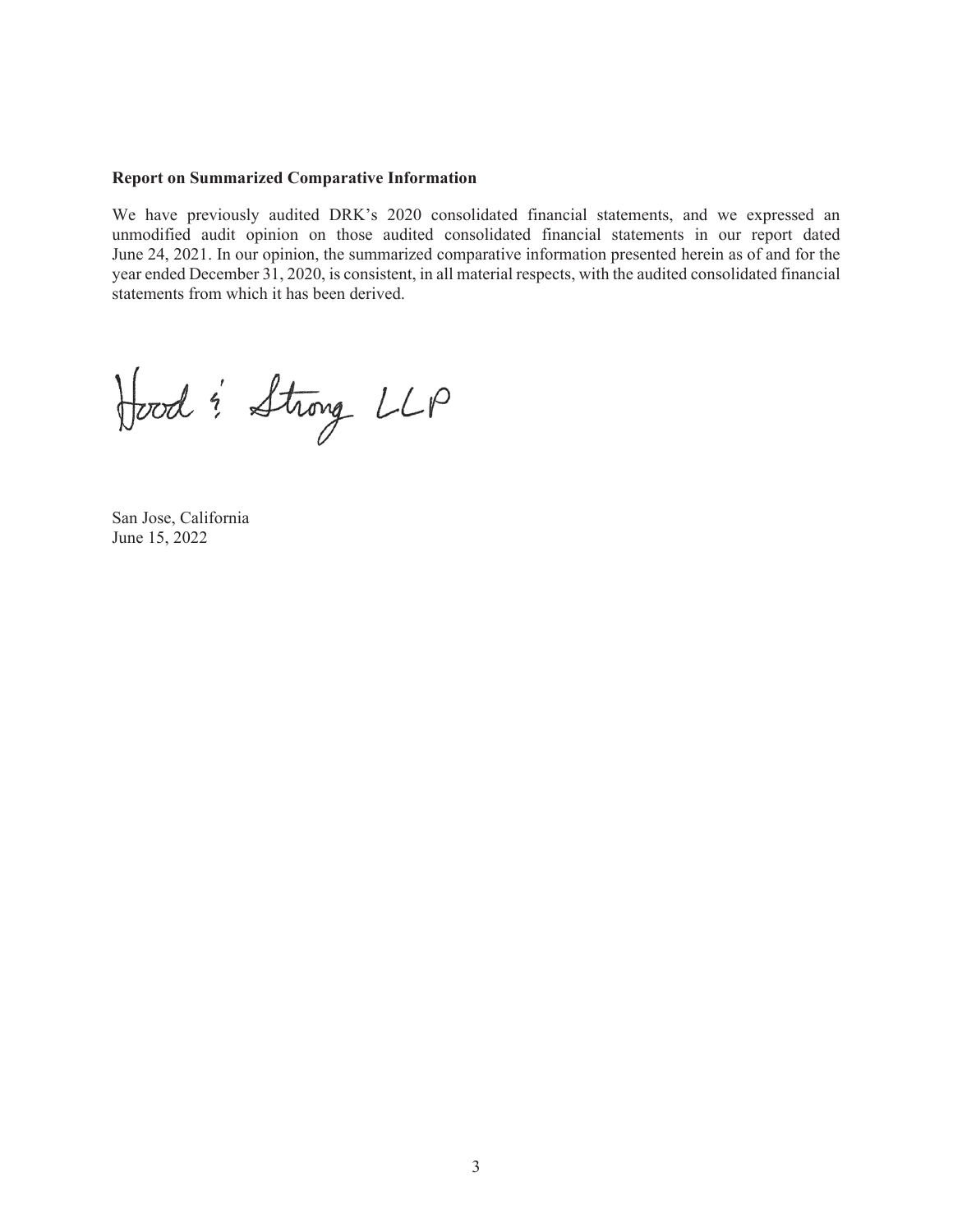**Report on Summarized Comparative Information**

We have previously audited DRK's 2020 consolidated financial statements, and we expressed an unmodified audit opinion on those audited consolidated financial statements in our report dated June 24, 2021. In our opinion, the summarized comparative information presented herein as of and for the year ended December 31, 2020, is consistent, in all material respects, with the audited consolidated financial statements from which it has been derived.

Hood & Strong LLP

San Jose, California
June 15, 2022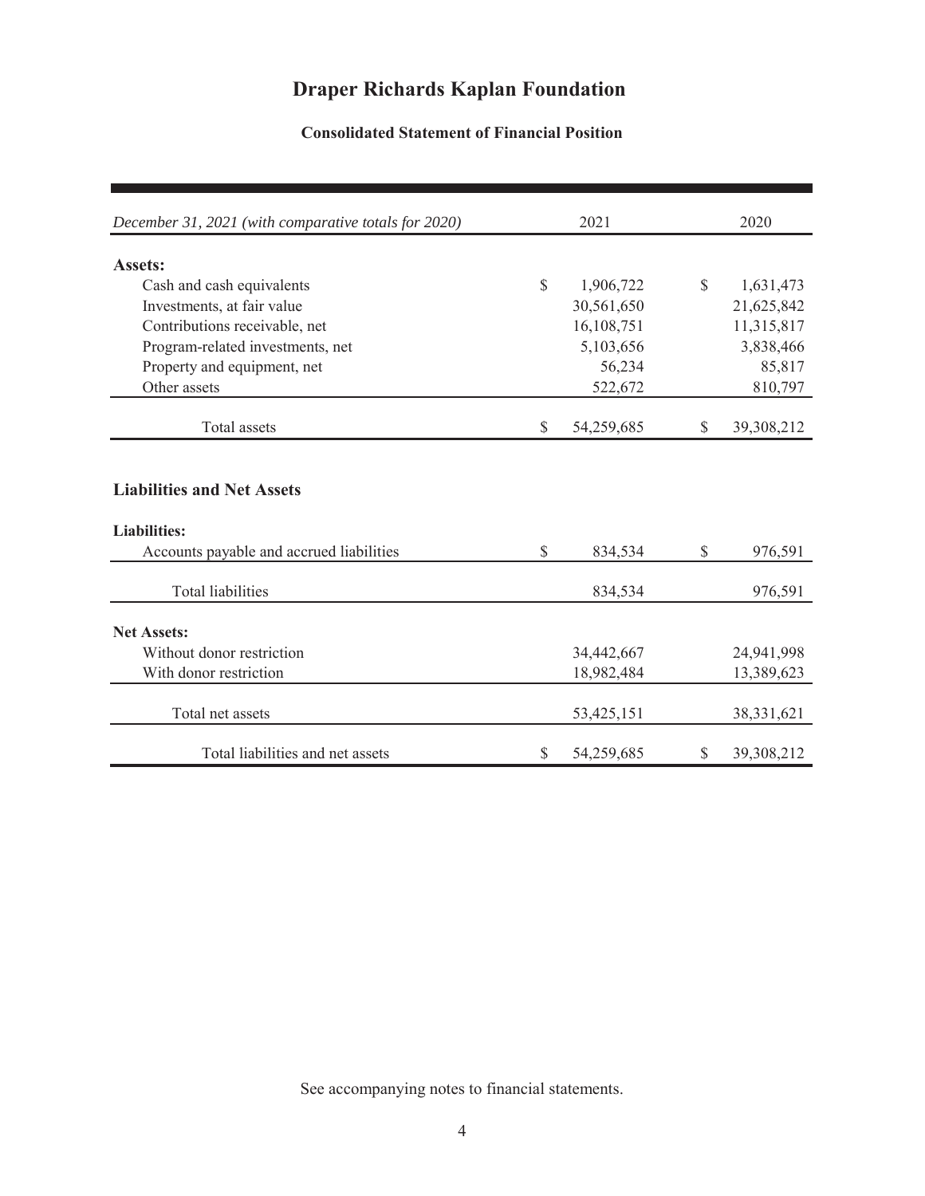# Draper Richards Kaplan Foundation

## Consolidated Statement of Financial Position

| *December 31, 2021 (with comparative totals for 2020)* | 2021 | 2020 |
|---|---|---|
| **Assets:** | | |
| Cash and cash equivalents | $ 1,906,722 | $ 1,631,473 |
| Investments, at fair value | 30,561,650 | 21,625,842 |
| Contributions receivable, net | 16,108,751 | 11,315,817 |
| Program-related investments, net | 5,103,656 | 3,838,466 |
| Property and equipment, net | 56,234 | 85,817 |
| Other assets | 522,672 | 810,797 |
| Total assets | $ 54,259,685 | $ 39,308,212 |
| **Liabilities and Net Assets** | | |
| **Liabilities:** | | |
| Accounts payable and accrued liabilities | $ 834,534 | $ 976,591 |
| Total liabilities | 834,534 | 976,591 |
| **Net Assets:** | | |
| Without donor restriction | 34,442,667 | 24,941,998 |
| With donor restriction | 18,982,484 | 13,389,623 |
| Total net assets | 53,425,151 | 38,331,621 |
| Total liabilities and net assets | $ 54,259,685 | $ 39,308,212 |

See accompanying notes to financial statements.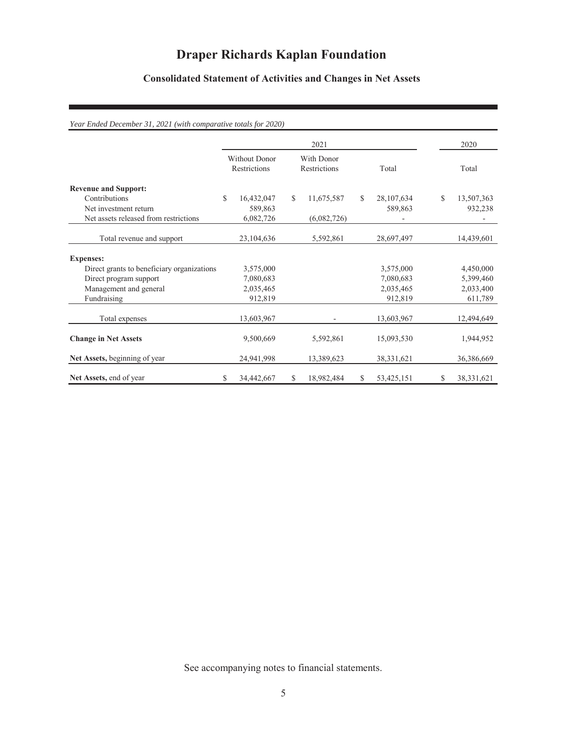# Draper Richards Kaplan Foundation

## Consolidated Statement of Activities and Changes in Net Assets

*Year Ended December 31, 2021 (with comparative totals for 2020)*

| | 2021 | | | 2020 |
|---|---|---|---|---|
| | Without Donor Restrictions | With Donor Restrictions | Total | Total |
| **Revenue and Support:** | | | | |
| Contributions | $ 16,432,047 | $ 11,675,587 | $ 28,107,634 | $ 13,507,363 |
| Net investment return | 589,863 | | 589,863 | 932,238 |
| Net assets released from restrictions | 6,082,726 | (6,082,726) | - | - |
| Total revenue and support | 23,104,636 | 5,592,861 | 28,697,497 | 14,439,601 |
| **Expenses:** | | | | |
| Direct grants to beneficiary organizations | 3,575,000 | | 3,575,000 | 4,450,000 |
| Direct program support | 7,080,683 | | 7,080,683 | 5,399,460 |
| Management and general | 2,035,465 | | 2,035,465 | 2,033,400 |
| Fundraising | 912,819 | | 912,819 | 611,789 |
| Total expenses | 13,603,967 | - | 13,603,967 | 12,494,649 |
| **Change in Net Assets** | 9,500,669 | 5,592,861 | 15,093,530 | 1,944,952 |
| **Net Assets,** beginning of year | 24,941,998 | 13,389,623 | 38,331,621 | 36,386,669 |
| **Net Assets,** end of year | $ 34,442,667 | $ 18,982,484 | $ 53,425,151 | $ 38,331,621 |

See accompanying notes to financial statements.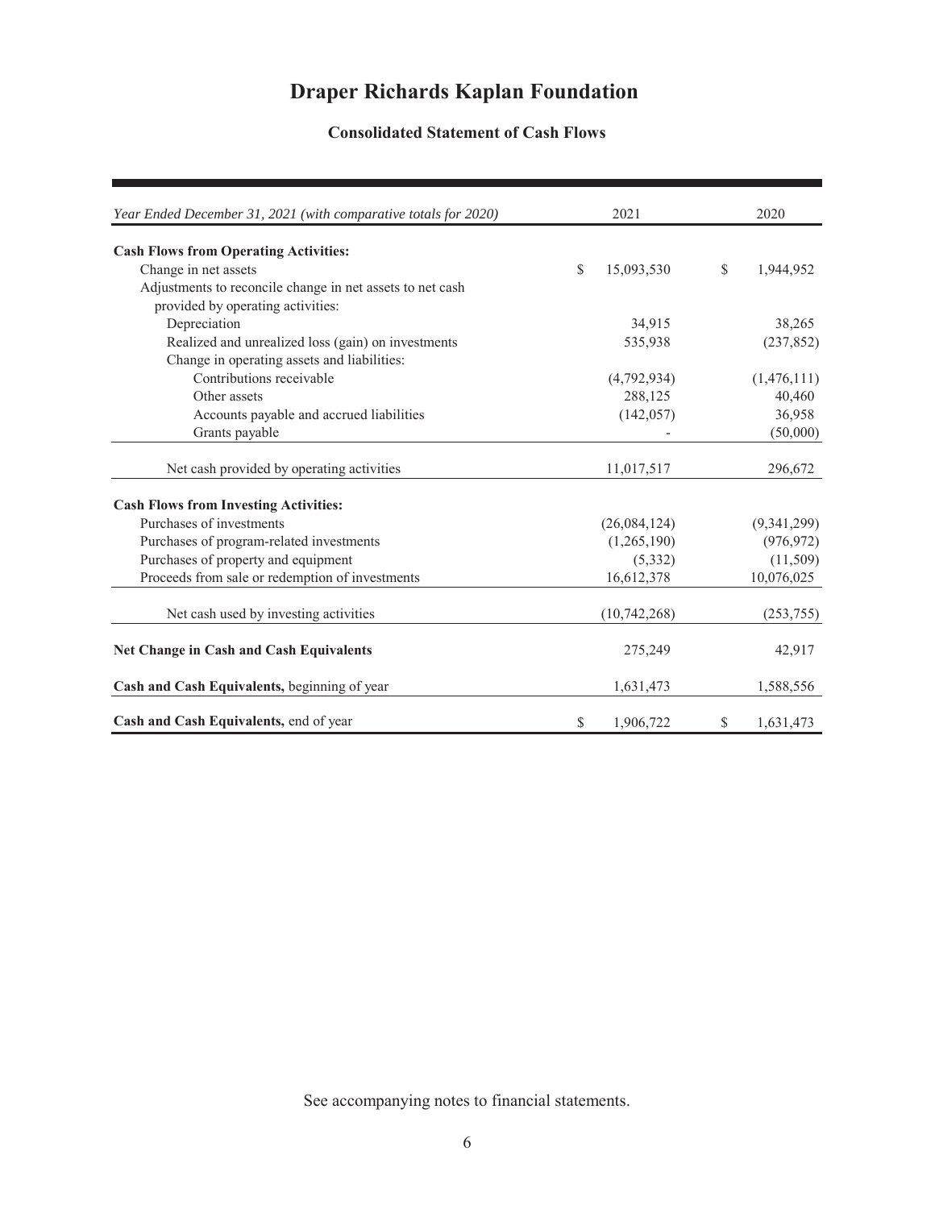# Draper Richards Kaplan Foundation

## Consolidated Statement of Cash Flows

| *Year Ended December 31, 2021 (with comparative totals for 2020)* | 2021 | 2020 |
|---|---|---|
| **Cash Flows from Operating Activities:** | | |
| Change in net assets | $ 15,093,530 | $ 1,944,952 |
| Adjustments to reconcile change in net assets to net cash provided by operating activities: | | |
| Depreciation | 34,915 | 38,265 |
| Realized and unrealized loss (gain) on investments | 535,938 | (237,852) |
| Change in operating assets and liabilities: | | |
| Contributions receivable | (4,792,934) | (1,476,111) |
| Other assets | 288,125 | 40,460 |
| Accounts payable and accrued liabilities | (142,057) | 36,958 |
| Grants payable | - | (50,000) |
| Net cash provided by operating activities | 11,017,517 | 296,672 |
| **Cash Flows from Investing Activities:** | | |
| Purchases of investments | (26,084,124) | (9,341,299) |
| Purchases of program-related investments | (1,265,190) | (976,972) |
| Purchases of property and equipment | (5,332) | (11,509) |
| Proceeds from sale or redemption of investments | 16,612,378 | 10,076,025 |
| Net cash used by investing activities | (10,742,268) | (253,755) |
| **Net Change in Cash and Cash Equivalents** | 275,249 | 42,917 |
| **Cash and Cash Equivalents,** beginning of year | 1,631,473 | 1,588,556 |
| **Cash and Cash Equivalents,** end of year | $ 1,906,722 | $ 1,631,473 |

See accompanying notes to financial statements.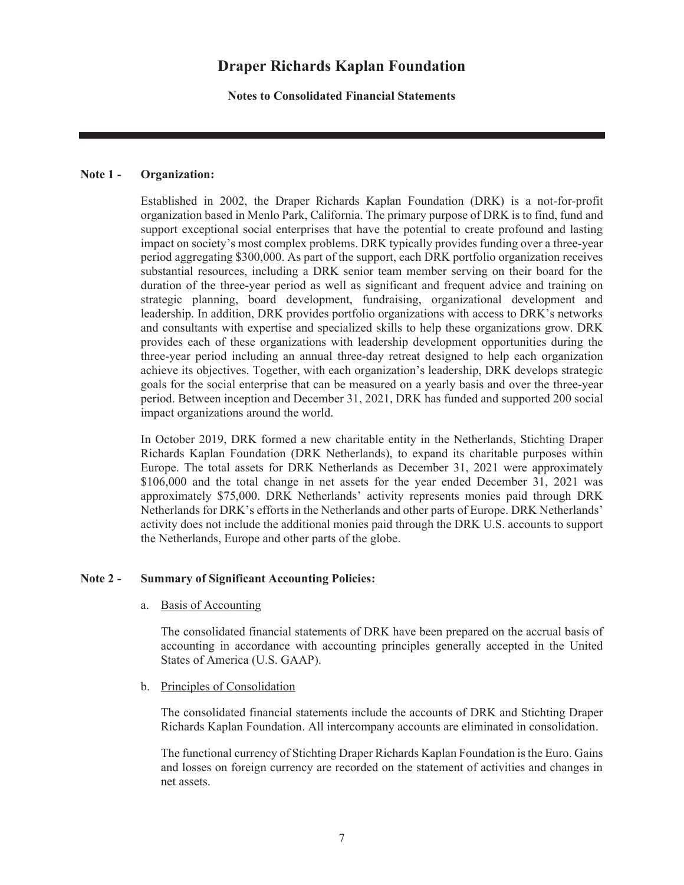# Draper Richards Kaplan Foundation

**Notes to Consolidated Financial Statements**

---

**Note 1 - Organization:**

Established in 2002, the Draper Richards Kaplan Foundation (DRK) is a not-for-profit organization based in Menlo Park, California. The primary purpose of DRK is to find, fund and support exceptional social enterprises that have the potential to create profound and lasting impact on society's most complex problems. DRK typically provides funding over a three-year period aggregating $300,000. As part of the support, each DRK portfolio organization receives substantial resources, including a DRK senior team member serving on their board for the duration of the three-year period as well as significant and frequent advice and training on strategic planning, board development, fundraising, organizational development and leadership. In addition, DRK provides portfolio organizations with access to DRK's networks and consultants with expertise and specialized skills to help these organizations grow. DRK provides each of these organizations with leadership development opportunities during the three-year period including an annual three-day retreat designed to help each organization achieve its objectives. Together, with each organization's leadership, DRK develops strategic goals for the social enterprise that can be measured on a yearly basis and over the three-year period. Between inception and December 31, 2021, DRK has funded and supported 200 social impact organizations around the world.

In October 2019, DRK formed a new charitable entity in the Netherlands, Stichting Draper Richards Kaplan Foundation (DRK Netherlands), to expand its charitable purposes within Europe. The total assets for DRK Netherlands as December 31, 2021 were approximately $106,000 and the total change in net assets for the year ended December 31, 2021 was approximately $75,000. DRK Netherlands' activity represents monies paid through DRK Netherlands for DRK's efforts in the Netherlands and other parts of Europe. DRK Netherlands' activity does not include the additional monies paid through the DRK U.S. accounts to support the Netherlands, Europe and other parts of the globe.

**Note 2 - Summary of Significant Accounting Policies:**

a. Basis of Accounting

The consolidated financial statements of DRK have been prepared on the accrual basis of accounting in accordance with accounting principles generally accepted in the United States of America (U.S. GAAP).

b. Principles of Consolidation

The consolidated financial statements include the accounts of DRK and Stichting Draper Richards Kaplan Foundation. All intercompany accounts are eliminated in consolidation.

The functional currency of Stichting Draper Richards Kaplan Foundation is the Euro. Gains and losses on foreign currency are recorded on the statement of activities and changes in net assets.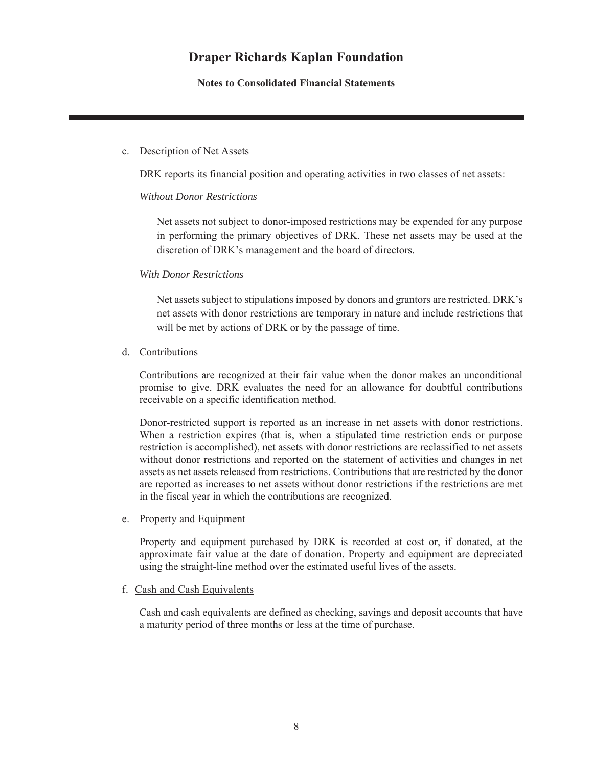c. Description of Net Assets

DRK reports its financial position and operating activities in two classes of net assets:

*Without Donor Restrictions*

Net assets not subject to donor-imposed restrictions may be expended for any purpose in performing the primary objectives of DRK. These net assets may be used at the discretion of DRK's management and the board of directors.

*With Donor Restrictions*

Net assets subject to stipulations imposed by donors and grantors are restricted. DRK's net assets with donor restrictions are temporary in nature and include restrictions that will be met by actions of DRK or by the passage of time.

d. Contributions

Contributions are recognized at their fair value when the donor makes an unconditional promise to give. DRK evaluates the need for an allowance for doubtful contributions receivable on a specific identification method.

Donor-restricted support is reported as an increase in net assets with donor restrictions. When a restriction expires (that is, when a stipulated time restriction ends or purpose restriction is accomplished), net assets with donor restrictions are reclassified to net assets without donor restrictions and reported on the statement of activities and changes in net assets as net assets released from restrictions. Contributions that are restricted by the donor are reported as increases to net assets without donor restrictions if the restrictions are met in the fiscal year in which the contributions are recognized.

e. Property and Equipment

Property and equipment purchased by DRK is recorded at cost or, if donated, at the approximate fair value at the date of donation. Property and equipment are depreciated using the straight-line method over the estimated useful lives of the assets.

f. Cash and Cash Equivalents

Cash and cash equivalents are defined as checking, savings and deposit accounts that have a maturity period of three months or less at the time of purchase.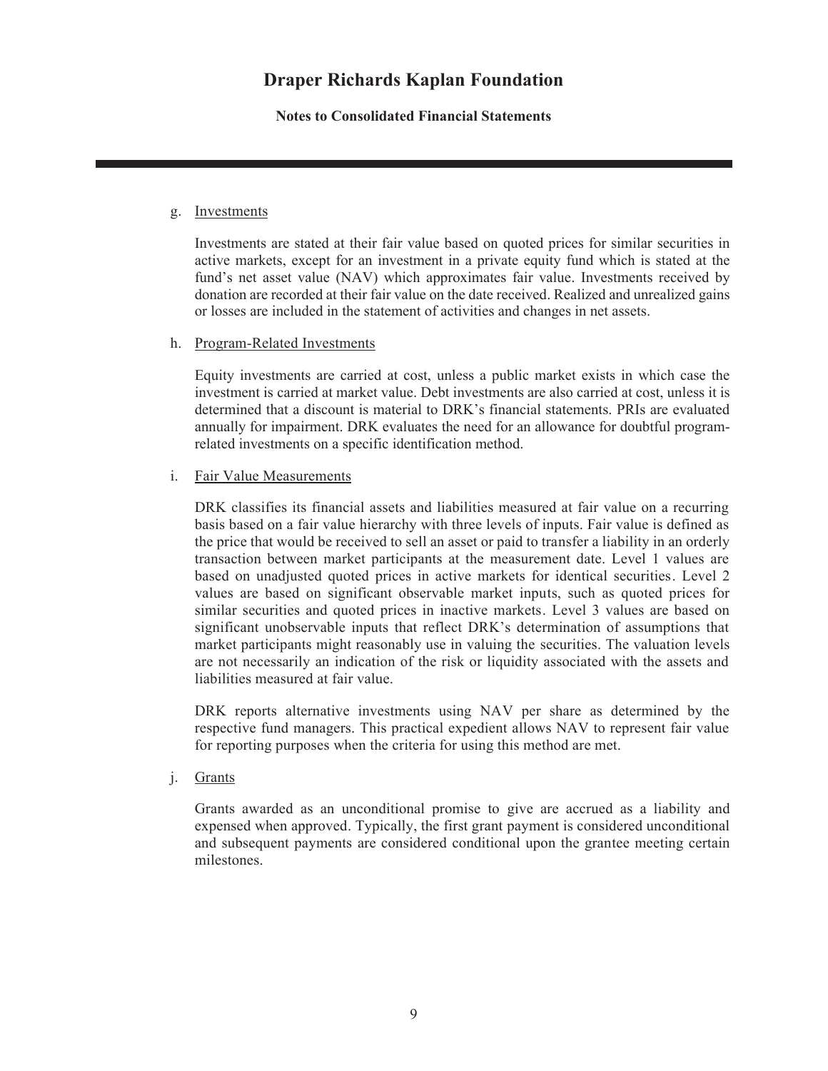# Draper Richards Kaplan Foundation

**Notes to Consolidated Financial Statements**

g. <u>Investments</u>

   Investments are stated at their fair value based on quoted prices for similar securities in active markets, except for an investment in a private equity fund which is stated at the fund's net asset value (NAV) which approximates fair value. Investments received by donation are recorded at their fair value on the date received. Realized and unrealized gains or losses are included in the statement of activities and changes in net assets.

h. <u>Program-Related Investments</u>

   Equity investments are carried at cost, unless a public market exists in which case the investment is carried at market value. Debt investments are also carried at cost, unless it is determined that a discount is material to DRK's financial statements. PRIs are evaluated annually for impairment. DRK evaluates the need for an allowance for doubtful program-related investments on a specific identification method.

i. <u>Fair Value Measurements</u>

   DRK classifies its financial assets and liabilities measured at fair value on a recurring basis based on a fair value hierarchy with three levels of inputs. Fair value is defined as the price that would be received to sell an asset or paid to transfer a liability in an orderly transaction between market participants at the measurement date. Level 1 values are based on unadjusted quoted prices in active markets for identical securities. Level 2 values are based on significant observable market inputs, such as quoted prices for similar securities and quoted prices in inactive markets. Level 3 values are based on significant unobservable inputs that reflect DRK's determination of assumptions that market participants might reasonably use in valuing the securities. The valuation levels are not necessarily an indication of the risk or liquidity associated with the assets and liabilities measured at fair value.

   DRK reports alternative investments using NAV per share as determined by the respective fund managers. This practical expedient allows NAV to represent fair value for reporting purposes when the criteria for using this method are met.

j. <u>Grants</u>

   Grants awarded as an unconditional promise to give are accrued as a liability and expensed when approved. Typically, the first grant payment is considered unconditional and subsequent payments are considered conditional upon the grantee meeting certain milestones.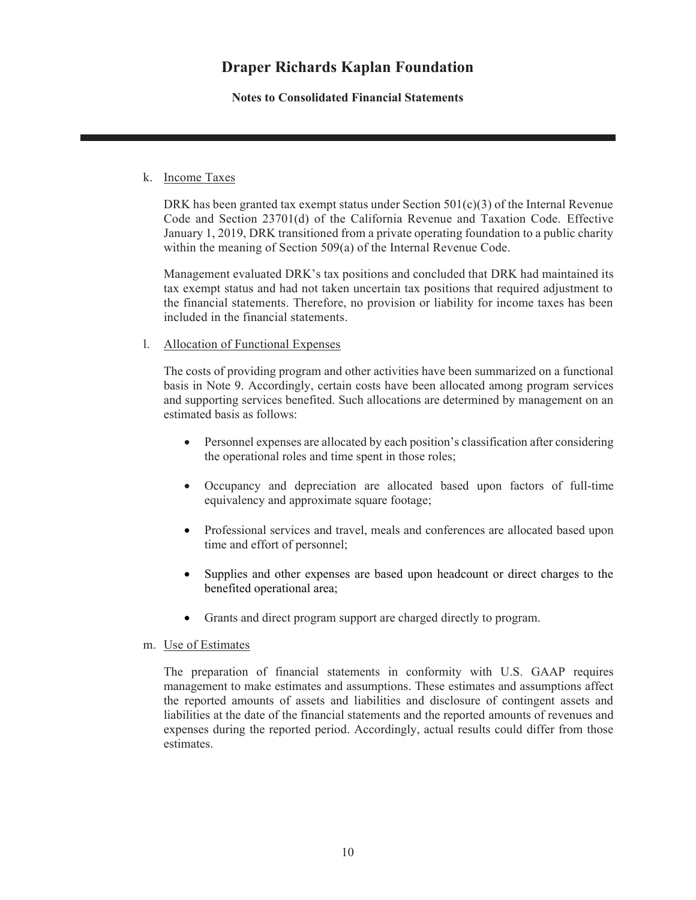k. Income Taxes

DRK has been granted tax exempt status under Section 501(c)(3) of the Internal Revenue Code and Section 23701(d) of the California Revenue and Taxation Code. Effective January 1, 2019, DRK transitioned from a private operating foundation to a public charity within the meaning of Section 509(a) of the Internal Revenue Code.

Management evaluated DRK's tax positions and concluded that DRK had maintained its tax exempt status and had not taken uncertain tax positions that required adjustment to the financial statements. Therefore, no provision or liability for income taxes has been included in the financial statements.

l. Allocation of Functional Expenses

The costs of providing program and other activities have been summarized on a functional basis in Note 9. Accordingly, certain costs have been allocated among program services and supporting services benefited. Such allocations are determined by management on an estimated basis as follows:

- Personnel expenses are allocated by each position's classification after considering the operational roles and time spent in those roles;
- Occupancy and depreciation are allocated based upon factors of full-time equivalency and approximate square footage;
- Professional services and travel, meals and conferences are allocated based upon time and effort of personnel;
- Supplies and other expenses are based upon headcount or direct charges to the benefited operational area;
- Grants and direct program support are charged directly to program.

m. Use of Estimates

The preparation of financial statements in conformity with U.S. GAAP requires management to make estimates and assumptions. These estimates and assumptions affect the reported amounts of assets and liabilities and disclosure of contingent assets and liabilities at the date of the financial statements and the reported amounts of revenues and expenses during the reported period. Accordingly, actual results could differ from those estimates.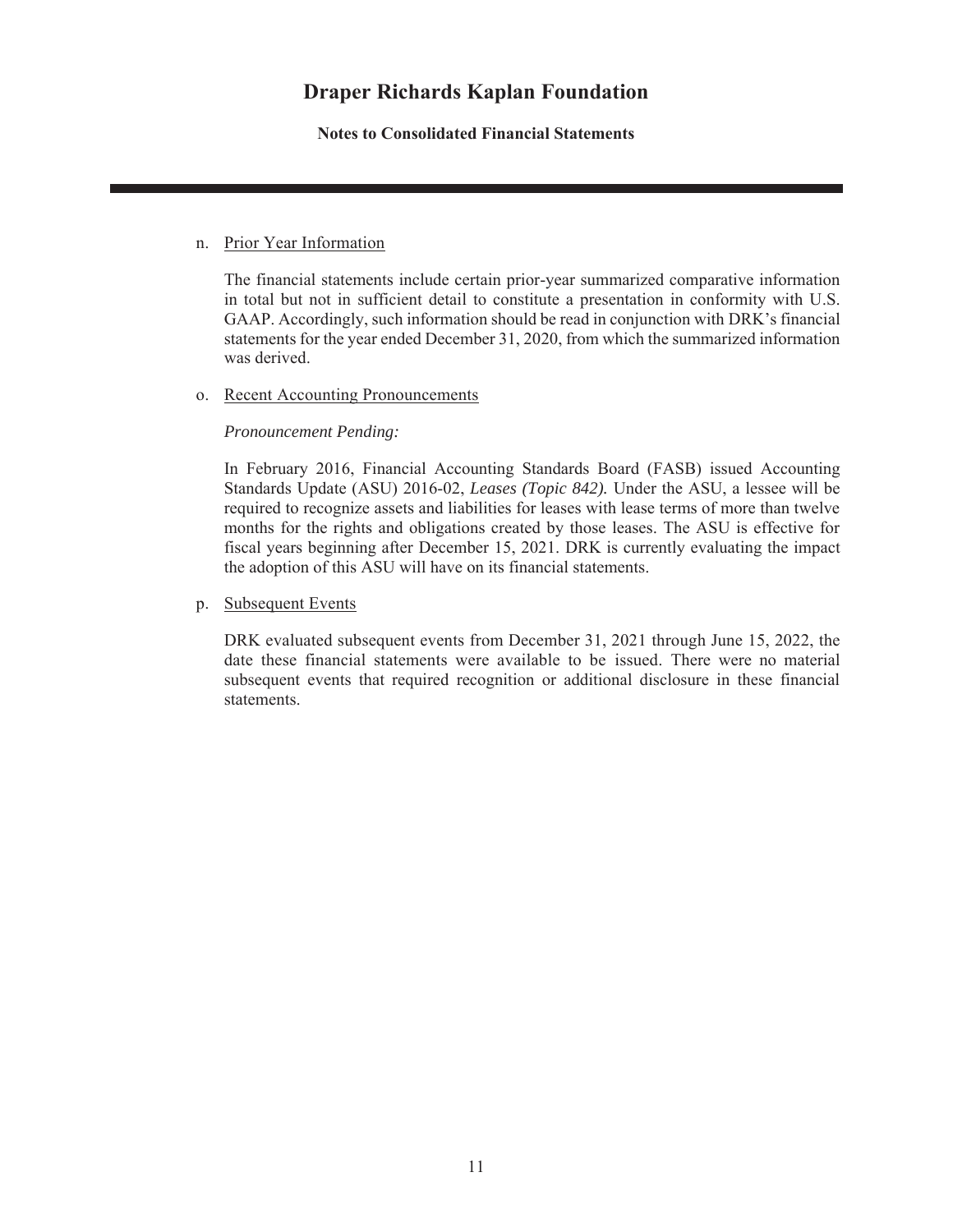# Draper Richards Kaplan Foundation

**Notes to Consolidated Financial Statements**

n. Prior Year Information

The financial statements include certain prior-year summarized comparative information in total but not in sufficient detail to constitute a presentation in conformity with U.S. GAAP. Accordingly, such information should be read in conjunction with DRK's financial statements for the year ended December 31, 2020, from which the summarized information was derived.

o. Recent Accounting Pronouncements

*Pronouncement Pending:*

In February 2016, Financial Accounting Standards Board (FASB) issued Accounting Standards Update (ASU) 2016-02, *Leases (Topic 842).* Under the ASU, a lessee will be required to recognize assets and liabilities for leases with lease terms of more than twelve months for the rights and obligations created by those leases. The ASU is effective for fiscal years beginning after December 15, 2021. DRK is currently evaluating the impact the adoption of this ASU will have on its financial statements.

p. Subsequent Events

DRK evaluated subsequent events from December 31, 2021 through June 15, 2022, the date these financial statements were available to be issued. There were no material subsequent events that required recognition or additional disclosure in these financial statements.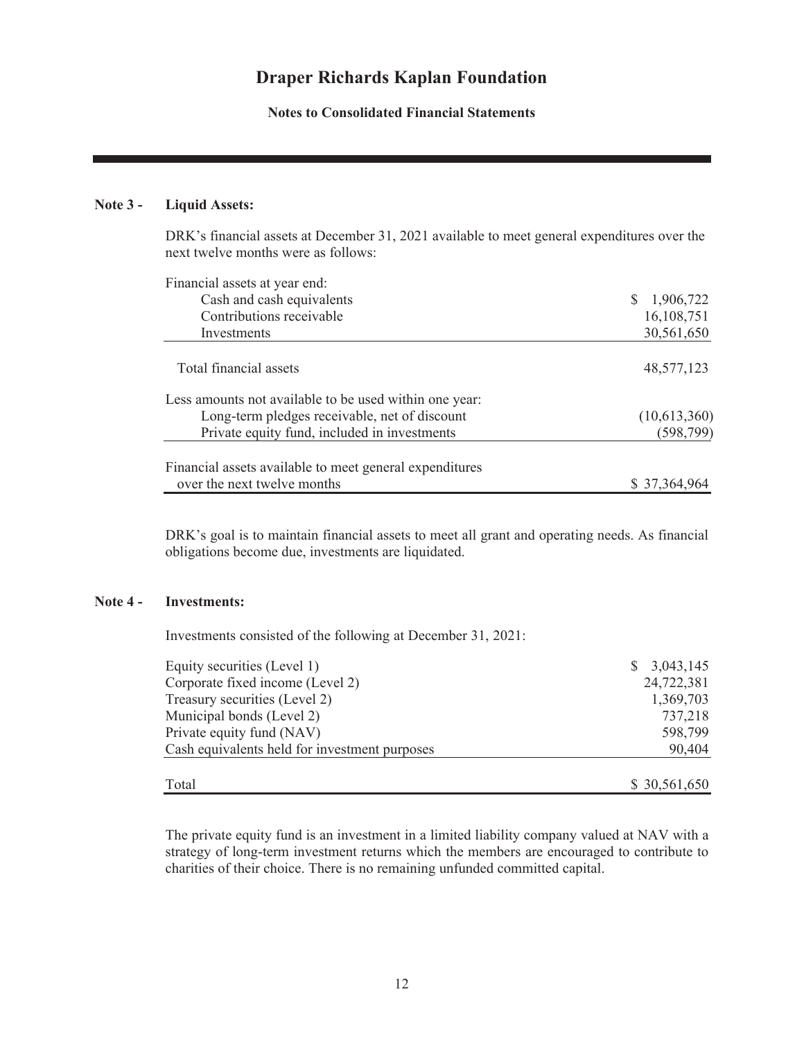# Draper Richards Kaplan Foundation

**Notes to Consolidated Financial Statements**

## Note 3 - Liquid Assets:

DRK's financial assets at December 31, 2021 available to meet general expenditures over the next twelve months were as follows:

| | |
|---|---|
| Financial assets at year end: | |
| Cash and cash equivalents | $ 1,906,722 |
| Contributions receivable | 16,108,751 |
| Investments | 30,561,650 |
| Total financial assets | 48,577,123 |
| Less amounts not available to be used within one year: | |
| Long-term pledges receivable, net of discount | (10,613,360) |
| Private equity fund, included in investments | (598,799) |
| Financial assets available to meet general expenditures over the next twelve months | $ 37,364,964 |

DRK's goal is to maintain financial assets to meet all grant and operating needs. As financial obligations become due, investments are liquidated.

## Note 4 - Investments:

Investments consisted of the following at December 31, 2021:

| | |
|---|---|
| Equity securities (Level 1) | $ 3,043,145 |
| Corporate fixed income (Level 2) | 24,722,381 |
| Treasury securities (Level 2) | 1,369,703 |
| Municipal bonds (Level 2) | 737,218 |
| Private equity fund (NAV) | 598,799 |
| Cash equivalents held for investment purposes | 90,404 |
| Total | $ 30,561,650 |

The private equity fund is an investment in a limited liability company valued at NAV with a strategy of long-term investment returns which the members are encouraged to contribute to charities of their choice. There is no remaining unfunded committed capital.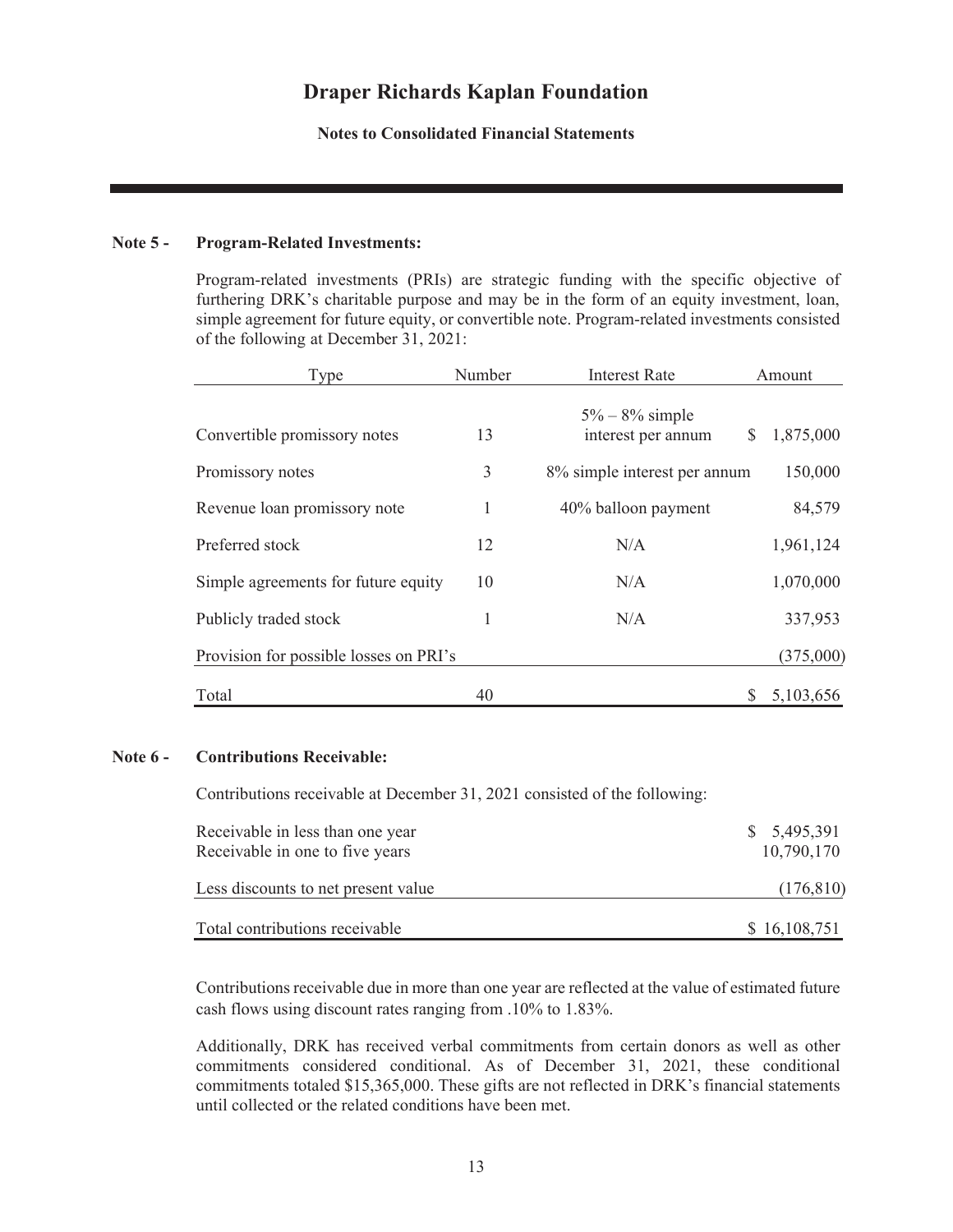# Draper Richards Kaplan Foundation

**Notes to Consolidated Financial Statements**

**Note 5 - Program-Related Investments:**

Program-related investments (PRIs) are strategic funding with the specific objective of furthering DRK's charitable purpose and may be in the form of an equity investment, loan, simple agreement for future equity, or convertible note. Program-related investments consisted of the following at December 31, 2021:

| Type | Number | Interest Rate | Amount |
|---|---|---|---|
| Convertible promissory notes | 13 | 5% – 8% simple interest per annum | $ 1,875,000 |
| Promissory notes | 3 | 8% simple interest per annum | 150,000 |
| Revenue loan promissory note | 1 | 40% balloon payment | 84,579 |
| Preferred stock | 12 | N/A | 1,961,124 |
| Simple agreements for future equity | 10 | N/A | 1,070,000 |
| Publicly traded stock | 1 | N/A | 337,953 |
| Provision for possible losses on PRI's | | | (375,000) |
| Total | 40 | | $ 5,103,656 |

**Note 6 - Contributions Receivable:**

Contributions receivable at December 31, 2021 consisted of the following:

| | |
|---|---|
| Receivable in less than one year | $ 5,495,391 |
| Receivable in one to five years | 10,790,170 |
| Less discounts to net present value | (176,810) |
| Total contributions receivable | $ 16,108,751 |

Contributions receivable due in more than one year are reflected at the value of estimated future cash flows using discount rates ranging from .10% to 1.83%.

Additionally, DRK has received verbal commitments from certain donors as well as other commitments considered conditional. As of December 31, 2021, these conditional commitments totaled $15,365,000. These gifts are not reflected in DRK's financial statements until collected or the related conditions have been met.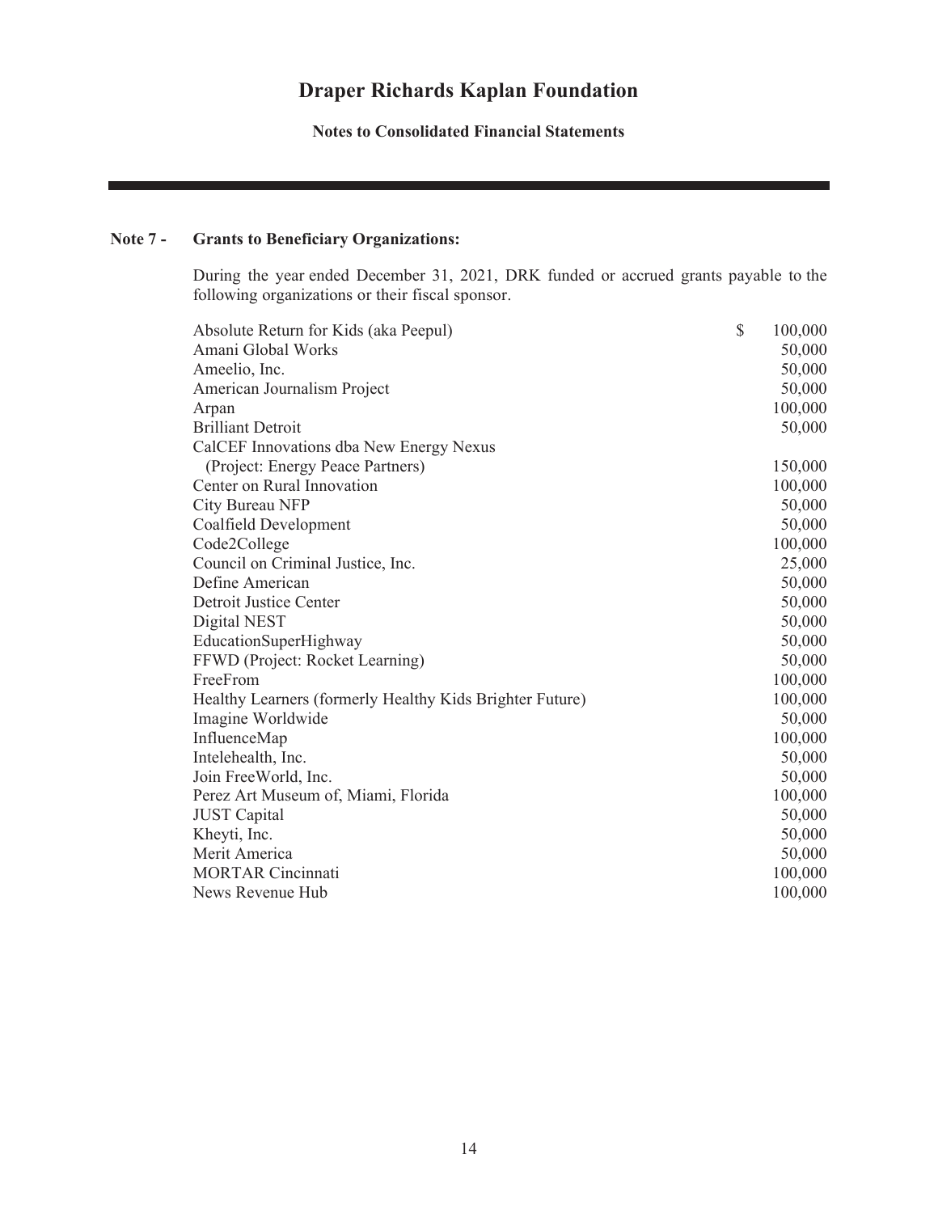# Draper Richards Kaplan Foundation

**Notes to Consolidated Financial Statements**

## Note 7 - Grants to Beneficiary Organizations:

During the year ended December 31, 2021, DRK funded or accrued grants payable to the following organizations or their fiscal sponsor.

| Organization | Amount |
|---|---|
| Absolute Return for Kids (aka Peepul) | $ 100,000 |
| Amani Global Works | 50,000 |
| Ameelio, Inc. | 50,000 |
| American Journalism Project | 50,000 |
| Arpan | 100,000 |
| Brilliant Detroit | 50,000 |
| CalCEF Innovations dba New Energy Nexus (Project: Energy Peace Partners) | 150,000 |
| Center on Rural Innovation | 100,000 |
| City Bureau NFP | 50,000 |
| Coalfield Development | 50,000 |
| Code2College | 100,000 |
| Council on Criminal Justice, Inc. | 25,000 |
| Define American | 50,000 |
| Detroit Justice Center | 50,000 |
| Digital NEST | 50,000 |
| EducationSuperHighway | 50,000 |
| FFWD (Project: Rocket Learning) | 50,000 |
| FreeFrom | 100,000 |
| Healthy Learners (formerly Healthy Kids Brighter Future) | 100,000 |
| Imagine Worldwide | 50,000 |
| InfluenceMap | 100,000 |
| Intelehealth, Inc. | 50,000 |
| Join FreeWorld, Inc. | 50,000 |
| Perez Art Museum of, Miami, Florida | 100,000 |
| JUST Capital | 50,000 |
| Kheyti, Inc. | 50,000 |
| Merit America | 50,000 |
| MORTAR Cincinnati | 100,000 |
| News Revenue Hub | 100,000 |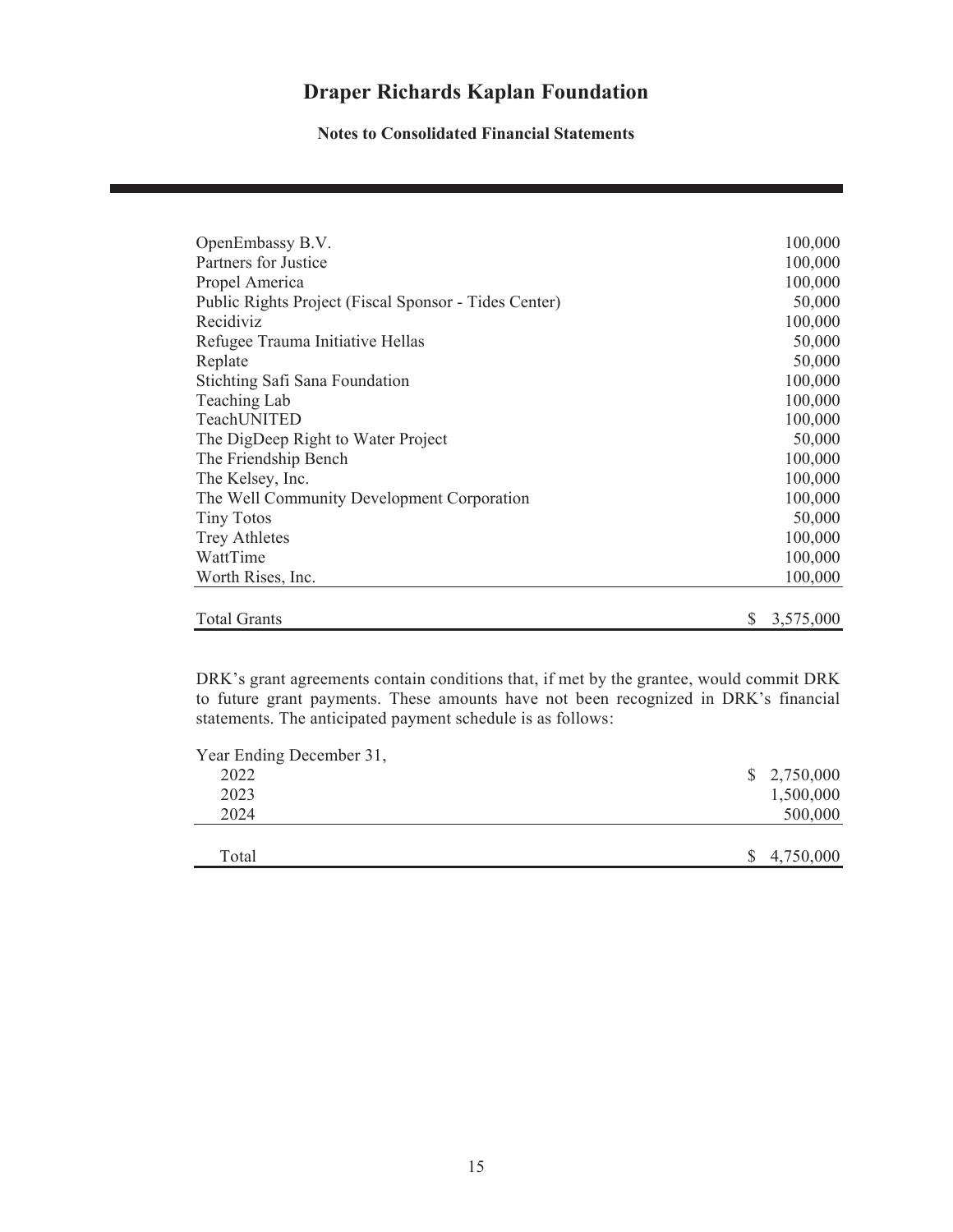# Draper Richards Kaplan Foundation

**Notes to Consolidated Financial Statements**

| | |
|---|---:|
| OpenEmbassy B.V. | 100,000 |
| Partners for Justice | 100,000 |
| Propel America | 100,000 |
| Public Rights Project (Fiscal Sponsor - Tides Center) | 50,000 |
| Recidiviz | 100,000 |
| Refugee Trauma Initiative Hellas | 50,000 |
| Replate | 50,000 |
| Stichting Safi Sana Foundation | 100,000 |
| Teaching Lab | 100,000 |
| TeachUNITED | 100,000 |
| The DigDeep Right to Water Project | 50,000 |
| The Friendship Bench | 100,000 |
| The Kelsey, Inc. | 100,000 |
| The Well Community Development Corporation | 100,000 |
| Tiny Totos | 50,000 |
| Trey Athletes | 100,000 |
| WattTime | 100,000 |
| Worth Rises, Inc. | 100,000 |
| Total Grants | $ 3,575,000 |

DRK's grant agreements contain conditions that, if met by the grantee, would commit DRK to future grant payments. These amounts have not been recognized in DRK's financial statements. The anticipated payment schedule is as follows:

| Year Ending December 31, | |
|---|---:|
| 2022 | $ 2,750,000 |
| 2023 | 1,500,000 |
| 2024 | 500,000 |
| Total | $ 4,750,000 |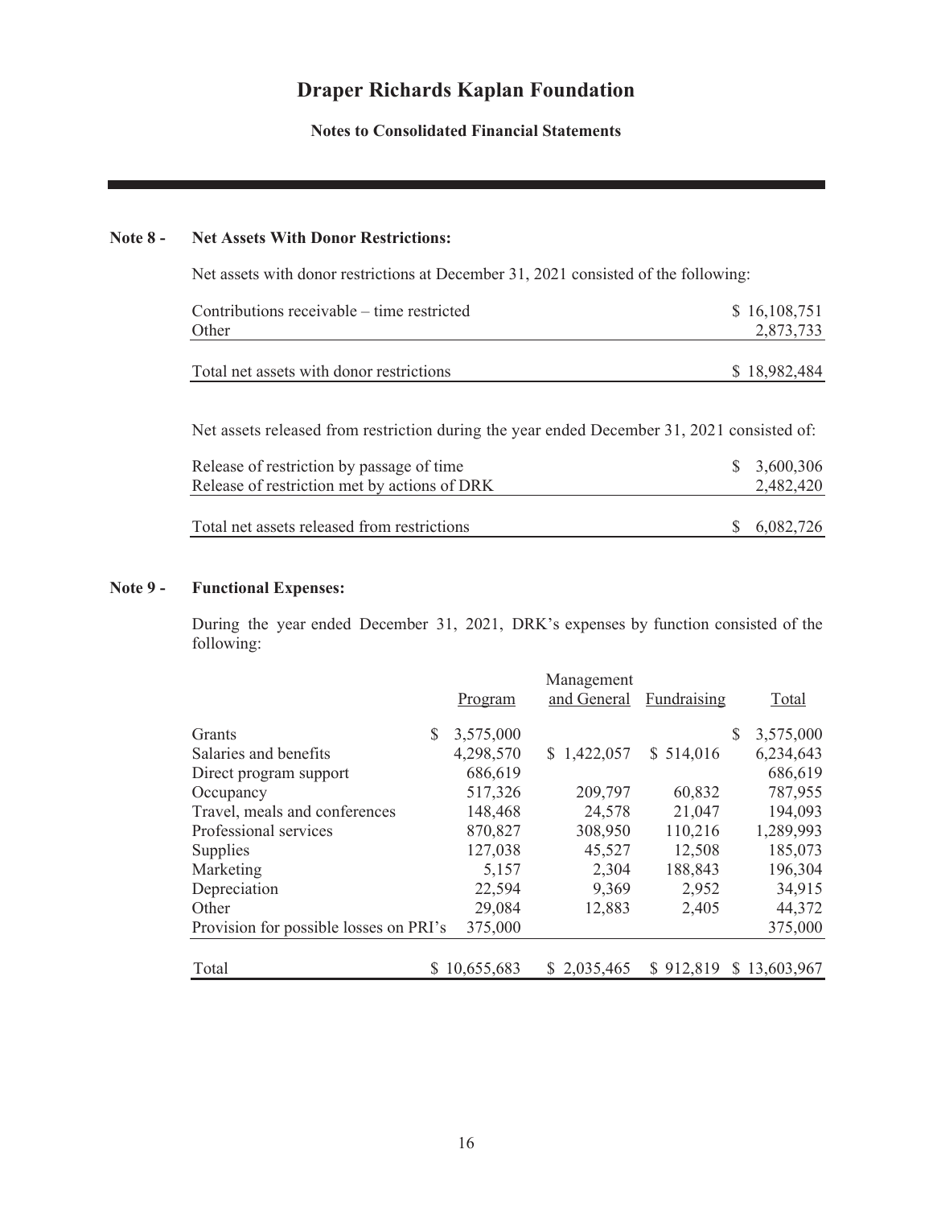# Draper Richards Kaplan Foundation

**Notes to Consolidated Financial Statements**

## Note 8 - Net Assets With Donor Restrictions:

Net assets with donor restrictions at December 31, 2021 consisted of the following:

| | |
|---|---|
| Contributions receivable – time restricted | $ 16,108,751 |
| Other | 2,873,733 |
| Total net assets with donor restrictions | $ 18,982,484 |

Net assets released from restriction during the year ended December 31, 2021 consisted of:

| | |
|---|---|
| Release of restriction by passage of time | $ 3,600,306 |
| Release of restriction met by actions of DRK | 2,482,420 |
| Total net assets released from restrictions | $ 6,082,726 |

## Note 9 - Functional Expenses:

During the year ended December 31, 2021, DRK's expenses by function consisted of the following:

| | Program | Management and General | Fundraising | Total |
|---|---|---|---|---|
| Grants | $ 3,575,000 | | | $ 3,575,000 |
| Salaries and benefits | 4,298,570 | $ 1,422,057 | $ 514,016 | 6,234,643 |
| Direct program support | 686,619 | | | 686,619 |
| Occupancy | 517,326 | 209,797 | 60,832 | 787,955 |
| Travel, meals and conferences | 148,468 | 24,578 | 21,047 | 194,093 |
| Professional services | 870,827 | 308,950 | 110,216 | 1,289,993 |
| Supplies | 127,038 | 45,527 | 12,508 | 185,073 |
| Marketing | 5,157 | 2,304 | 188,843 | 196,304 |
| Depreciation | 22,594 | 9,369 | 2,952 | 34,915 |
| Other | 29,084 | 12,883 | 2,405 | 44,372 |
| Provision for possible losses on PRI's | 375,000 | | | 375,000 |
| Total | $ 10,655,683 | $ 2,035,465 | $ 912,819 | $ 13,603,967 |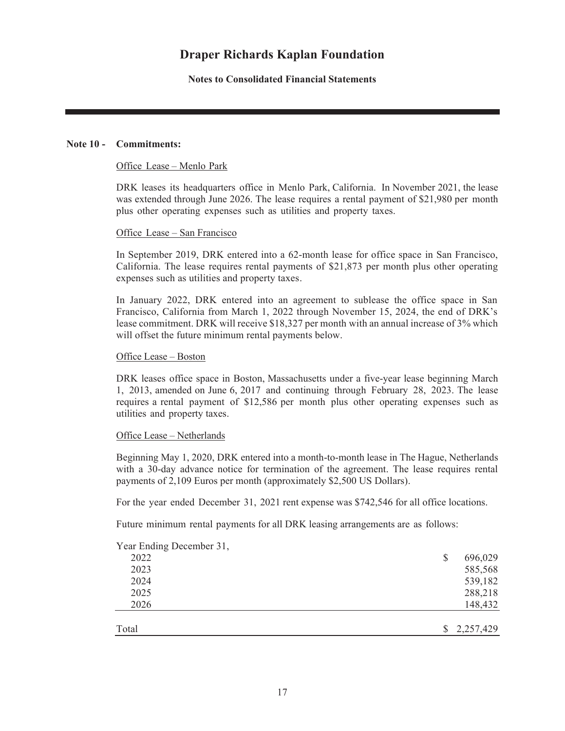# Draper Richards Kaplan Foundation

**Notes to Consolidated Financial Statements**

## Note 10 - Commitments:

Office Lease – Menlo Park

DRK leases its headquarters office in Menlo Park, California. In November 2021, the lease was extended through June 2026. The lease requires a rental payment of $21,980 per month plus other operating expenses such as utilities and property taxes.

Office Lease – San Francisco

In September 2019, DRK entered into a 62-month lease for office space in San Francisco, California. The lease requires rental payments of $21,873 per month plus other operating expenses such as utilities and property taxes.

In January 2022, DRK entered into an agreement to sublease the office space in San Francisco, California from March 1, 2022 through November 15, 2024, the end of DRK's lease commitment. DRK will receive $18,327 per month with an annual increase of 3% which will offset the future minimum rental payments below.

Office Lease – Boston

DRK leases office space in Boston, Massachusetts under a five-year lease beginning March 1, 2013, amended on June 6, 2017 and continuing through February 28, 2023. The lease requires a rental payment of $12,586 per month plus other operating expenses such as utilities and property taxes.

Office Lease – Netherlands

Beginning May 1, 2020, DRK entered into a month-to-month lease in The Hague, Netherlands with a 30-day advance notice for termination of the agreement. The lease requires rental payments of 2,109 Euros per month (approximately $2,500 US Dollars).

For the year ended December 31, 2021 rent expense was $742,546 for all office locations.

Future minimum rental payments for all DRK leasing arrangements are as follows:

| Year Ending December 31, | |
|---|---|
| 2022 | $ 696,029 |
| 2023 | 585,568 |
| 2024 | 539,182 |
| 2025 | 288,218 |
| 2026 | 148,432 |
| Total | $ 2,257,429 |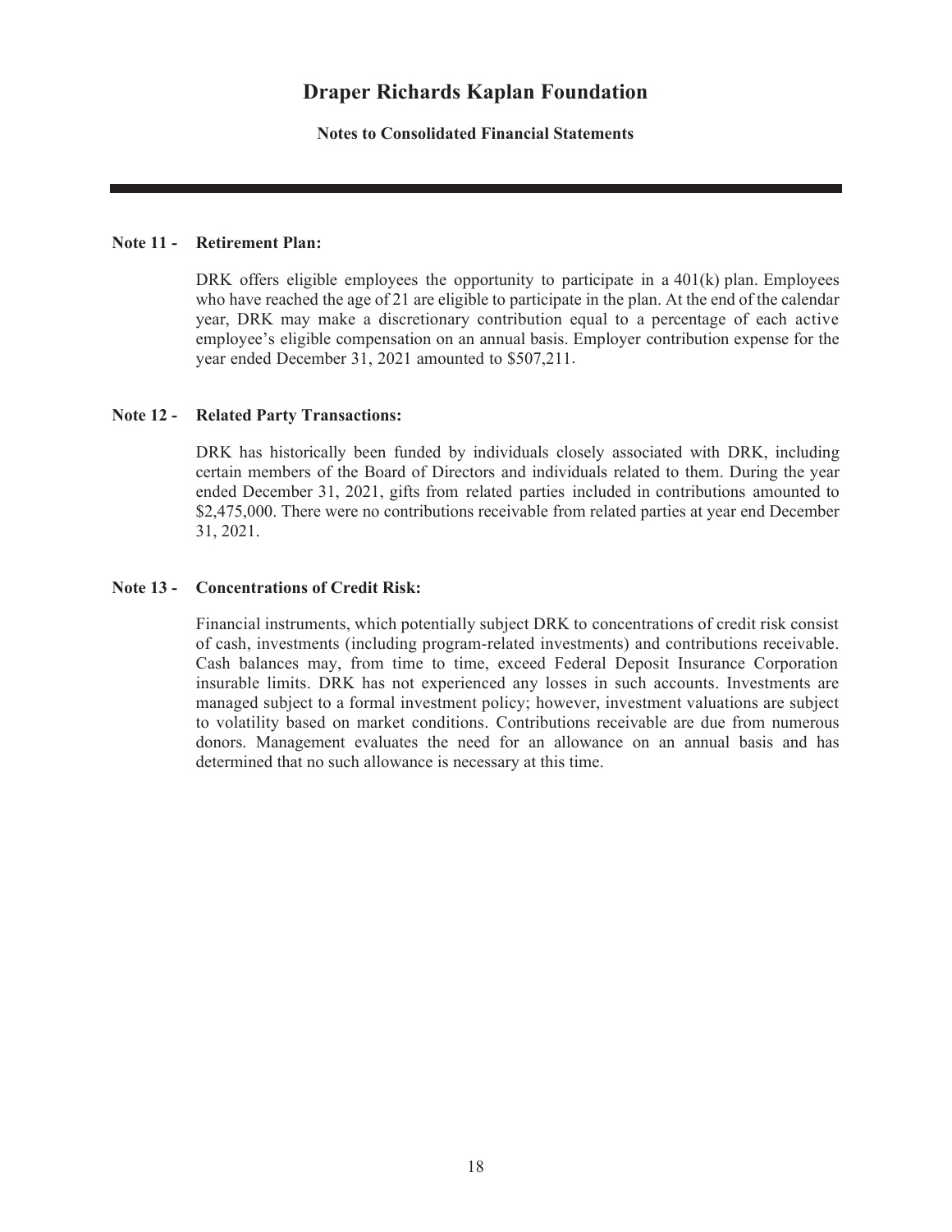## Note 11 - Retirement Plan:

DRK offers eligible employees the opportunity to participate in a 401(k) plan. Employees who have reached the age of 21 are eligible to participate in the plan. At the end of the calendar year, DRK may make a discretionary contribution equal to a percentage of each active employee's eligible compensation on an annual basis. Employer contribution expense for the year ended December 31, 2021 amounted to $507,211.

## Note 12 - Related Party Transactions:

DRK has historically been funded by individuals closely associated with DRK, including certain members of the Board of Directors and individuals related to them. During the year ended December 31, 2021, gifts from related parties included in contributions amounted to $2,475,000. There were no contributions receivable from related parties at year end December 31, 2021.

## Note 13 - Concentrations of Credit Risk:

Financial instruments, which potentially subject DRK to concentrations of credit risk consist of cash, investments (including program-related investments) and contributions receivable. Cash balances may, from time to time, exceed Federal Deposit Insurance Corporation insurable limits. DRK has not experienced any losses in such accounts. Investments are managed subject to a formal investment policy; however, investment valuations are subject to volatility based on market conditions. Contributions receivable are due from numerous donors. Management evaluates the need for an allowance on an annual basis and has determined that no such allowance is necessary at this time.